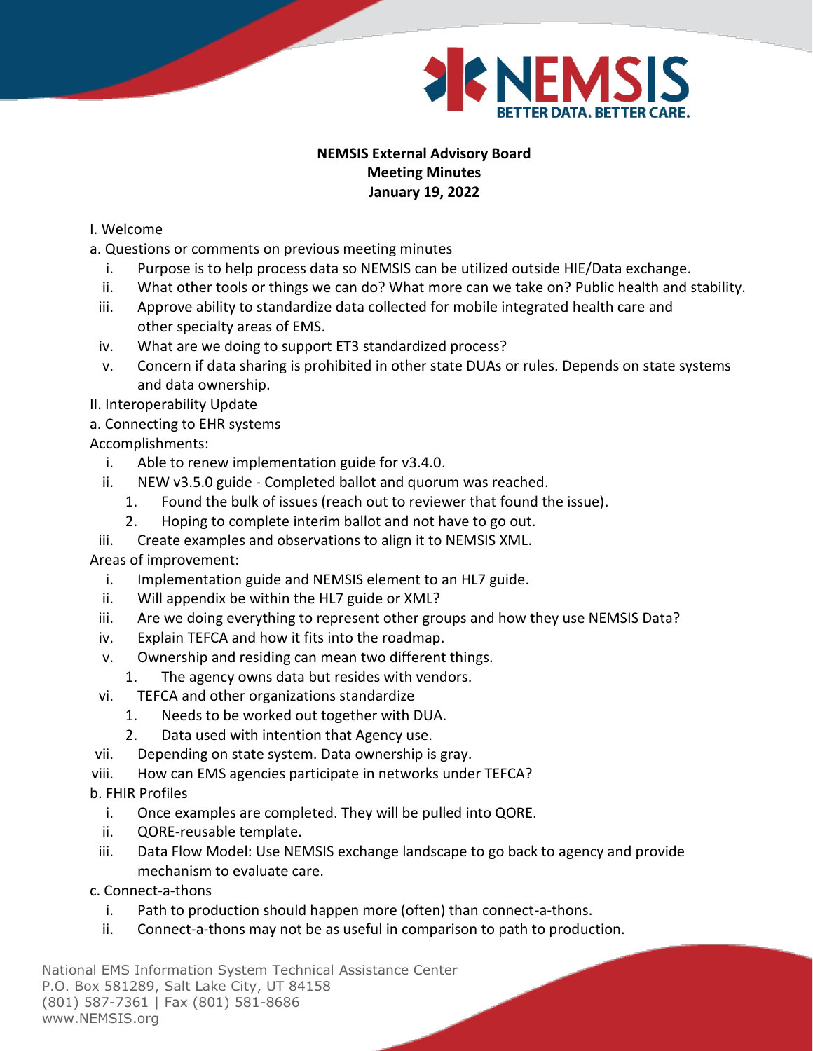**NEMSIS External Advisory Board**
**Meeting Minutes**
**January 19, 2022**

I. Welcome

a. Questions or comments on previous meeting minutes

i. Purpose is to help process data so NEMSIS can be utilized outside HIE/Data exchange.
ii. What other tools or things we can do? What more can we take on? Public health and stability.
iii. Approve ability to standardize data collected for mobile integrated health care and other specialty areas of EMS.
iv. What are we doing to support ET3 standardized process?
v. Concern if data sharing is prohibited in other state DUAs or rules. Depends on state systems and data ownership.

II. Interoperability Update

a. Connecting to EHR systems

Accomplishments:

i. Able to renew implementation guide for v3.4.0.
ii. NEW v3.5.0 guide - Completed ballot and quorum was reached.
   1. Found the bulk of issues (reach out to reviewer that found the issue).
   2. Hoping to complete interim ballot and not have to go out.
iii. Create examples and observations to align it to NEMSIS XML.

Areas of improvement:

i. Implementation guide and NEMSIS element to an HL7 guide.
ii. Will appendix be within the HL7 guide or XML?
iii. Are we doing everything to represent other groups and how they use NEMSIS Data?
iv. Explain TEFCA and how it fits into the roadmap.
v. Ownership and residing can mean two different things.
   1. The agency owns data but resides with vendors.
vi. TEFCA and other organizations standardize
   1. Needs to be worked out together with DUA.
   2. Data used with intention that Agency use.
vii. Depending on state system. Data ownership is gray.
viii. How can EMS agencies participate in networks under TEFCA?

b. FHIR Profiles

i. Once examples are completed. They will be pulled into QORE.
ii. QORE-reusable template.
iii. Data Flow Model: Use NEMSIS exchange landscape to go back to agency and provide mechanism to evaluate care.

c. Connect-a-thons

i. Path to production should happen more (often) than connect-a-thons.
ii. Connect-a-thons may not be as useful in comparison to path to production.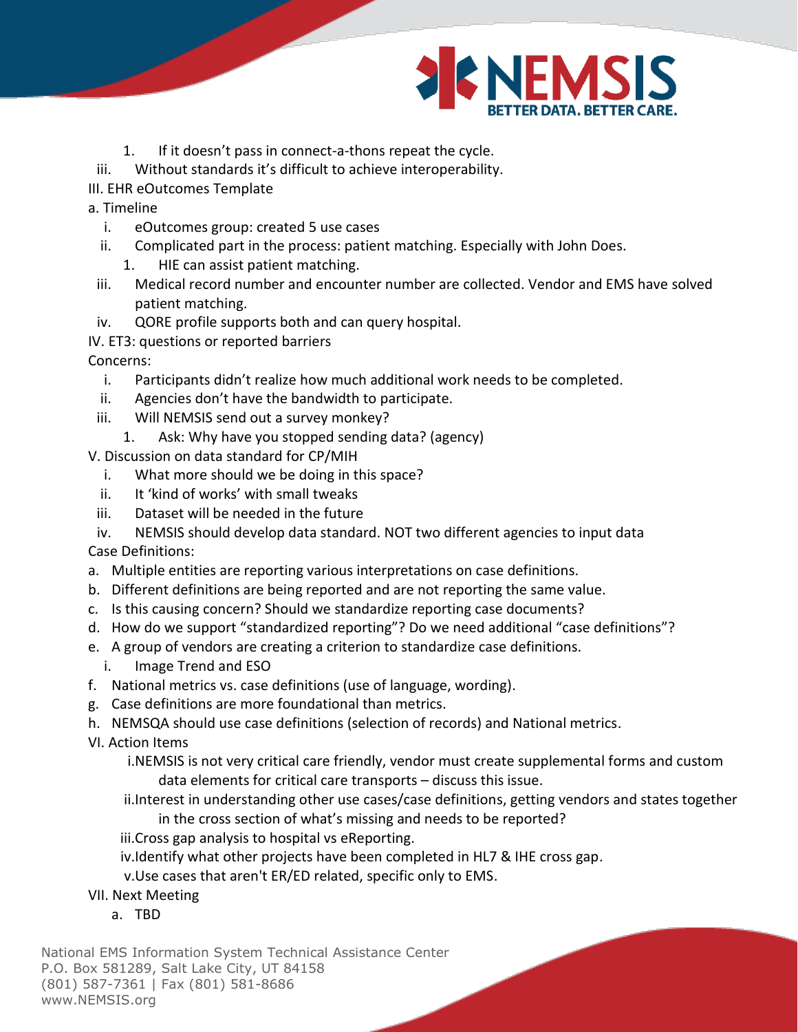1. If it doesn't pass in connect-a-thons repeat the cycle.

iii. Without standards it's difficult to achieve interoperability.

III. EHR eOutcomes Template

a. Timeline

- i. eOutcomes group: created 5 use cases
- ii. Complicated part in the process: patient matching. Especially with John Does.
  1. HIE can assist patient matching.
- iii. Medical record number and encounter number are collected. Vendor and EMS have solved patient matching.
- iv. QORE profile supports both and can query hospital.

IV. ET3: questions or reported barriers

Concerns:

- i. Participants didn't realize how much additional work needs to be completed.
- ii. Agencies don't have the bandwidth to participate.
- iii. Will NEMSIS send out a survey monkey?
  1. Ask: Why have you stopped sending data? (agency)

V. Discussion on data standard for CP/MIH

- i. What more should we be doing in this space?
- ii. It 'kind of works' with small tweaks
- iii. Dataset will be needed in the future
- iv. NEMSIS should develop data standard. NOT two different agencies to input data

Case Definitions:

- a. Multiple entities are reporting various interpretations on case definitions.
- b. Different definitions are being reported and are not reporting the same value.
- c. Is this causing concern? Should we standardize reporting case documents?
- d. How do we support "standardized reporting"? Do we need additional "case definitions"?
- e. A group of vendors are creating a criterion to standardize case definitions.
  - i. Image Trend and ESO
- f. National metrics vs. case definitions (use of language, wording).
- g. Case definitions are more foundational than metrics.
- h. NEMSQA should use case definitions (selection of records) and National metrics.

VI. Action Items

- i. NEMSIS is not very critical care friendly, vendor must create supplemental forms and custom data elements for critical care transports – discuss this issue.
- ii. Interest in understanding other use cases/case definitions, getting vendors and states together in the cross section of what's missing and needs to be reported?
- iii. Cross gap analysis to hospital vs eReporting.
- iv. Identify what other projects have been completed in HL7 & IHE cross gap.
- v. Use cases that aren't ER/ED related, specific only to EMS.

VII. Next Meeting

- a. TBD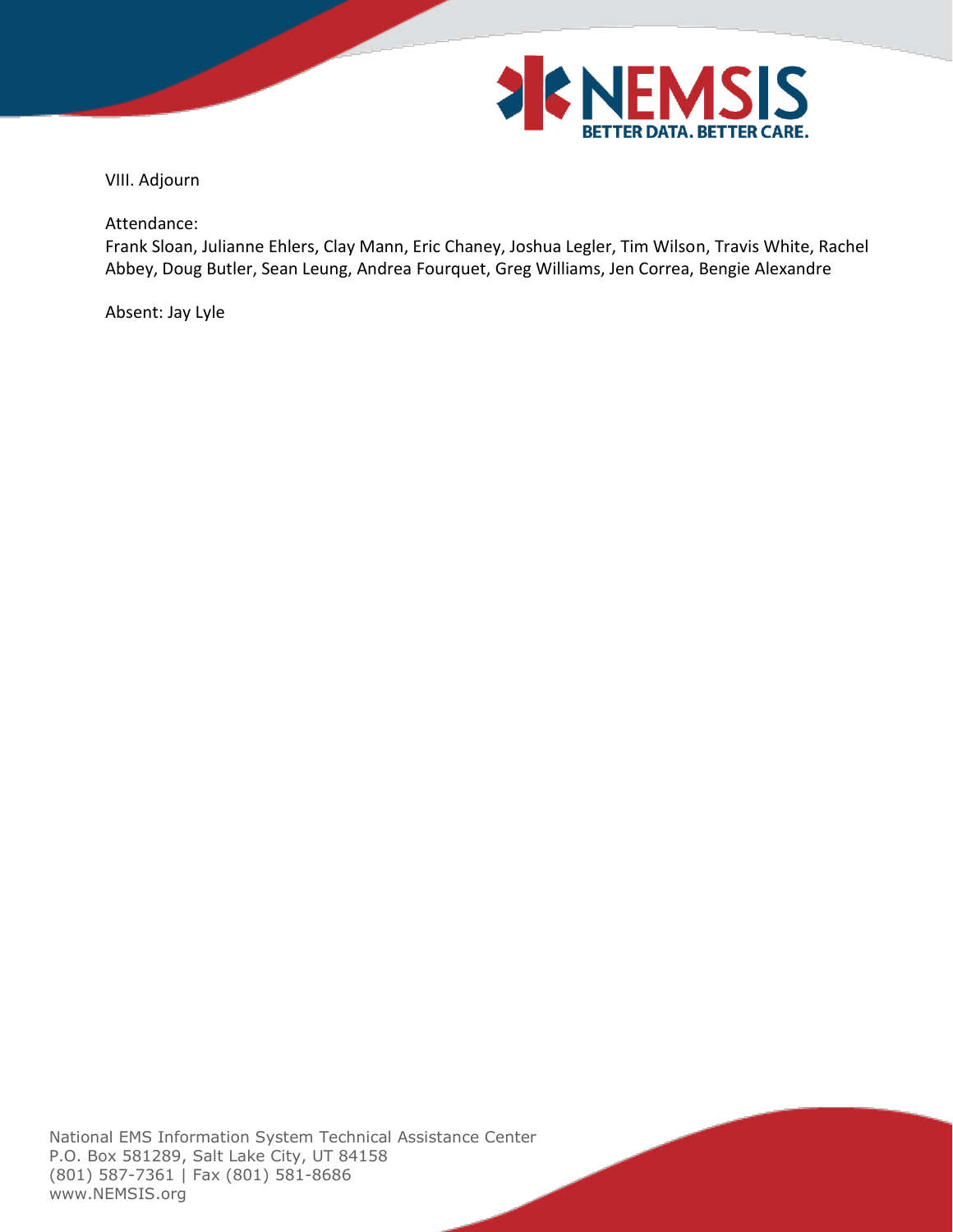VIII. Adjourn

Attendance:
Frank Sloan, Julianne Ehlers, Clay Mann, Eric Chaney, Joshua Legler, Tim Wilson, Travis White, Rachel Abbey, Doug Butler, Sean Leung, Andrea Fourquet, Greg Williams, Jen Correa, Bengie Alexandre

Absent: Jay Lyle